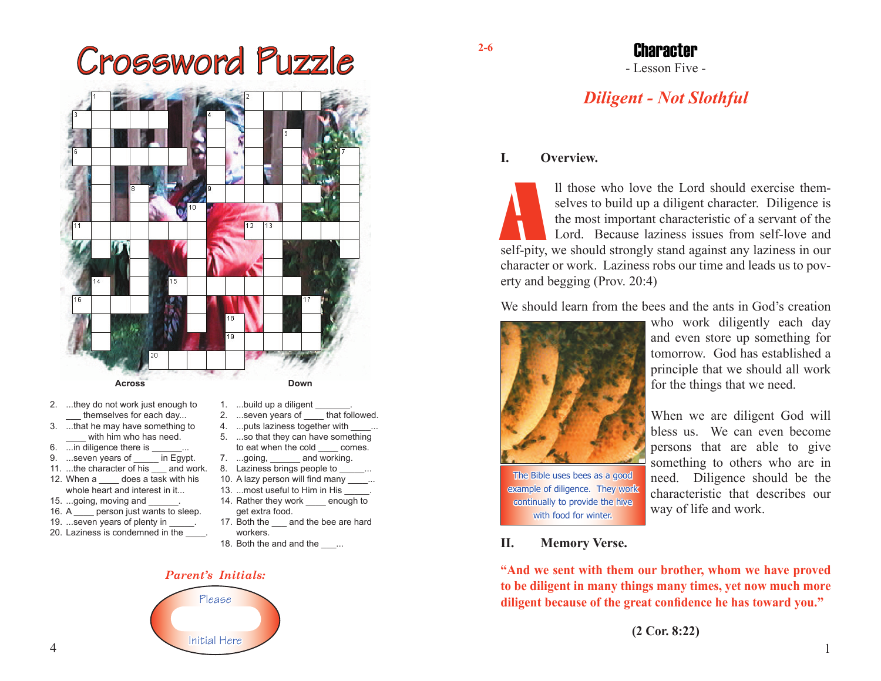# Crossword Puzzle

**Across**

2. ...they do not work just enough to ___ themselves for each day...
3. ...that he may have something to ____ with him who has need.
6. ...in diligence there is _______...
9. ...seven years of _____ in Egypt.
11. ...the character of his ___ and work.
12. When a ____ does a task with his whole heart and interest in it...
15. ...going, moving and _______.
16. A ____ person just wants to sleep.
19. ...seven years of plenty in _____.
20. Laziness is condemned in the ____.

**Down**

1. ...build up a diligent _______.
2. ...seven years of ____ that followed.
4. ...puts laziness together with ____...
5. ...so that they can have something to eat when the cold ____ comes.
7. ...going, ______ and working.
8. Laziness brings people to _____...
10. A lazy person will find many ____...
13. ...most useful to Him in His _____.
14. Rather they work ____ enough to get extra food.
17. Both the ___ and the bee are hard workers.
18. Both the and and the ____...

*Parent's Initials:*

Please Initial Here

# Character

- Lesson Five -

## *Diligent - Not Slothful*

### I. Overview.

All those who love the Lord should exercise themselves to build up a diligent character. Diligence is the most important characteristic of a servant of the Lord. Because laziness issues from self-love and self-pity, we should strongly stand against any laziness in our character or work. Laziness robs our time and leads us to poverty and begging (Prov. 20:4)

We should learn from the bees and the ants in God's creation who work diligently each day and even store up something for tomorrow. God has established a principle that we should all work for the things that we need.

The Bible uses bees as a good example of diligence. They work continually to provide the hive with food for winter.

When we are diligent God will bless us. We can even become persons that are able to give something to others who are in need. Diligence should be the characteristic that describes our way of life and work.

### II. Memory Verse.

**"And we sent with them our brother, whom we have proved to be diligent in many things many times, yet now much more diligent because of the great confidence he has toward you."**

**(2 Cor. 8:22)**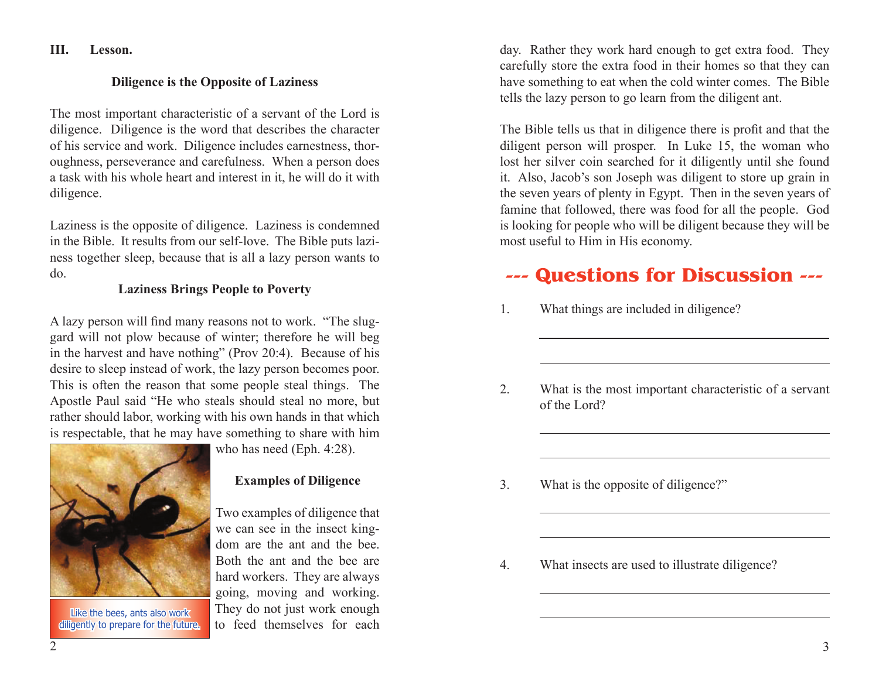**III. Lesson.**

**Diligence is the Opposite of Laziness**

The most important characteristic of a servant of the Lord is diligence. Diligence is the word that describes the character of his service and work. Diligence includes earnestness, thoroughness, perseverance and carefulness. When a person does a task with his whole heart and interest in it, he will do it with diligence.

Laziness is the opposite of diligence. Laziness is condemned in the Bible. It results from our self-love. The Bible puts laziness together sleep, because that is all a lazy person wants to do.

**Laziness Brings People to Poverty**

A lazy person will find many reasons not to work. "The sluggard will not plow because of winter; therefore he will beg in the harvest and have nothing" (Prov 20:4). Because of his desire to sleep instead of work, the lazy person becomes poor. This is often the reason that some people steal things. The Apostle Paul said "He who steals should steal no more, but rather should labor, working with his own hands in that which is respectable, that he may have something to share with him who has need (Eph. 4:28).

Like the bees, ants also work diligently to prepare for the future.

**Examples of Diligence**

Two examples of diligence that we can see in the insect kingdom are the ant and the bee. Both the ant and the bee are hard workers. They are always going, moving and working. They do not just work enough to feed themselves for each day. Rather they work hard enough to get extra food. They carefully store the extra food in their homes so that they can have something to eat when the cold winter comes. The Bible tells the lazy person to go learn from the diligent ant.

The Bible tells us that in diligence there is profit and that the diligent person will prosper. In Luke 15, the woman who lost her silver coin searched for it diligently until she found it. Also, Jacob's son Joseph was diligent to store up grain in the seven years of plenty in Egypt. Then in the seven years of famine that followed, there was food for all the people. God is looking for people who will be diligent because they will be most useful to Him in His economy.

## --- Questions for Discussion ---

1. What things are included in diligence?

___________________________________________

___________________________________________

2. What is the most important characteristic of a servant of the Lord?

___________________________________________

___________________________________________

3. What is the opposite of diligence?"

___________________________________________

___________________________________________

4. What insects are used to illustrate diligence?

___________________________________________

___________________________________________